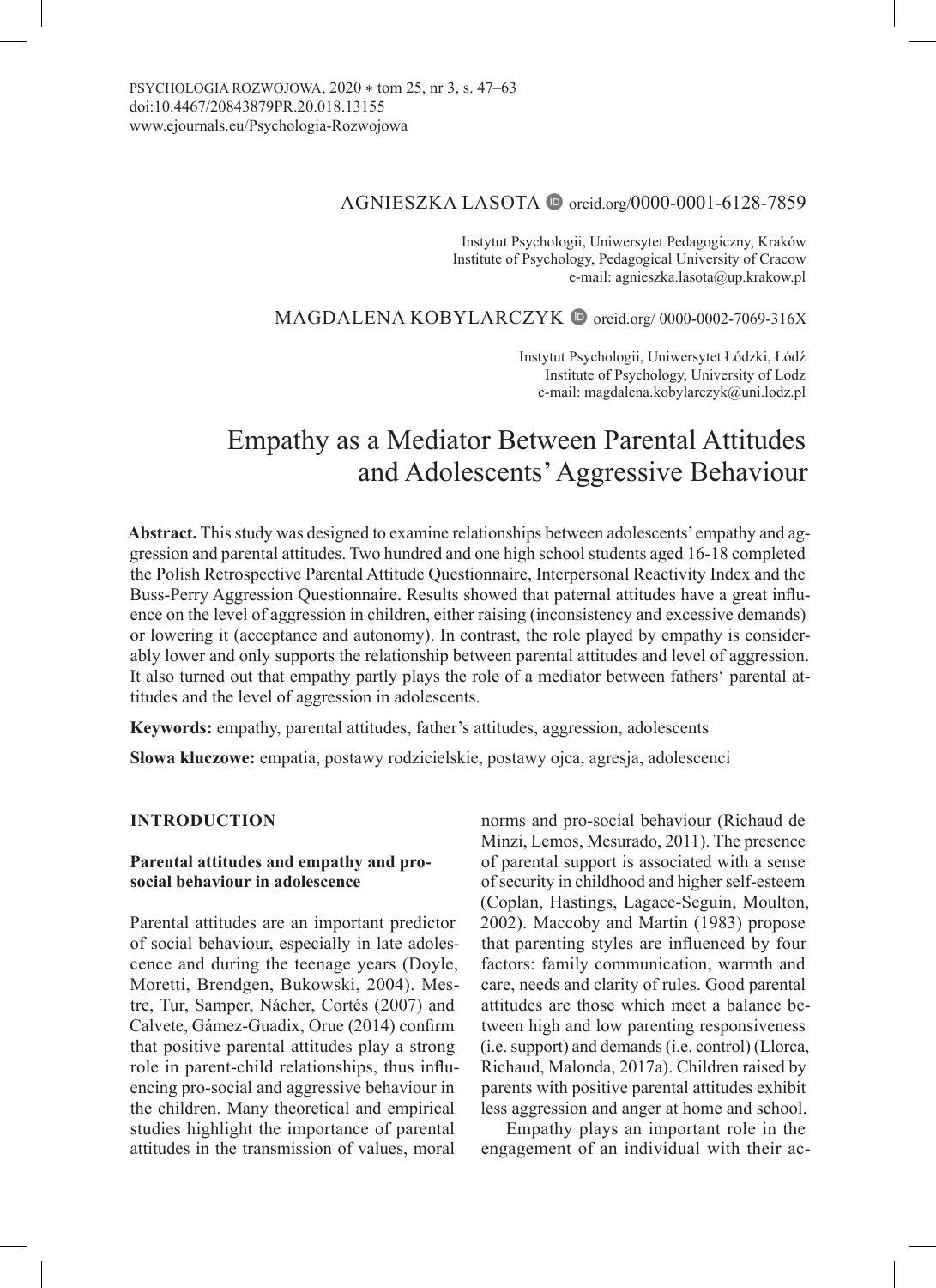AGNIESZKA LASOTA orcid.org/0000-0001-6128-7859

Instytut Psychologii, Uniwersytet Pedagogiczny, Kraków
Institute of Psychology, Pedagogical University of Cracow
e-mail: agnieszka.lasota@up.krakow.pl

MAGDALENA KOBYLARCZYK orcid.org/ 0000-0002-7069-316X

Instytut Psychologii, Uniwersytet Łódzki, Łódź
Institute of Psychology, University of Lodz
e-mail: magdalena.kobylarczyk@uni.lodz.pl

# Empathy as a Mediator Between Parental Attitudes and Adolescents' Aggressive Behaviour

**Abstract.** This study was designed to examine relationships between adolescents' empathy and aggression and parental attitudes. Two hundred and one high school students aged 16-18 completed the Polish Retrospective Parental Attitude Questionnaire, Interpersonal Reactivity Index and the Buss-Perry Aggression Questionnaire. Results showed that paternal attitudes have a great influence on the level of aggression in children, either raising (inconsistency and excessive demands) or lowering it (acceptance and autonomy). In contrast, the role played by empathy is considerably lower and only supports the relationship between parental attitudes and level of aggression. It also turned out that empathy partly plays the role of a mediator between fathers' parental attitudes and the level of aggression in adolescents.

**Keywords:** empathy, parental attitudes, father's attitudes, aggression, adolescents

**Słowa kluczowe:** empatia, postawy rodzicielskie, postawy ojca, agresja, adolescenci

## INTRODUCTION

### Parental attitudes and empathy and pro-social behaviour in adolescence

Parental attitudes are an important predictor of social behaviour, especially in late adolescence and during the teenage years (Doyle, Moretti, Brendgen, Bukowski, 2004). Mestre, Tur, Samper, Nácher, Cortés (2007) and Calvete, Gámez-Guadix, Orue (2014) confirm that positive parental attitudes play a strong role in parent-child relationships, thus influencing pro-social and aggressive behaviour in the children. Many theoretical and empirical studies highlight the importance of parental attitudes in the transmission of values, moral norms and pro-social behaviour (Richaud de Minzi, Lemos, Mesurado, 2011). The presence of parental support is associated with a sense of security in childhood and higher self-esteem (Coplan, Hastings, Lagace-Seguin, Moulton, 2002). Maccoby and Martin (1983) propose that parenting styles are influenced by four factors: family communication, warmth and care, needs and clarity of rules. Good parental attitudes are those which meet a balance between high and low parenting responsiveness (i.e. support) and demands (i.e. control) (Llorca, Richaud, Malonda, 2017a). Children raised by parents with positive parental attitudes exhibit less aggression and anger at home and school.

Empathy plays an important role in the engagement of an individual with their ac-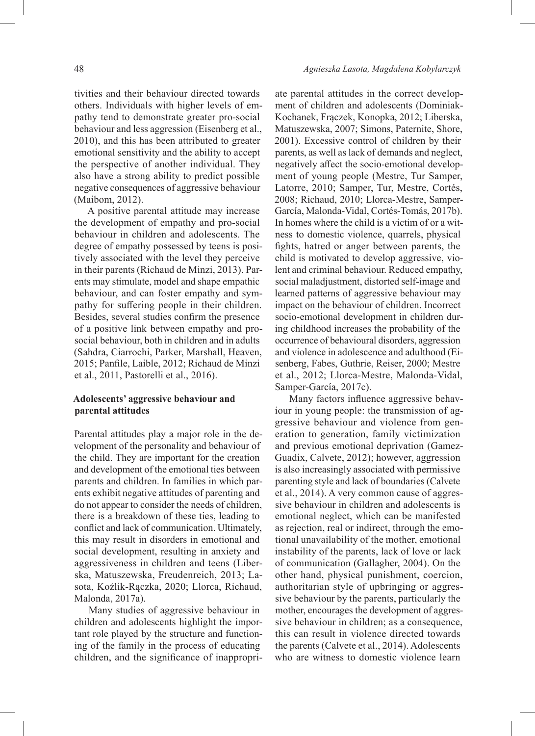tivities and their behaviour directed towards others. Individuals with higher levels of empathy tend to demonstrate greater pro-social behaviour and less aggression (Eisenberg et al., 2010), and this has been attributed to greater emotional sensitivity and the ability to accept the perspective of another individual. They also have a strong ability to predict possible negative consequences of aggressive behaviour (Maibom, 2012).

A positive parental attitude may increase the development of empathy and pro-social behaviour in children and adolescents. The degree of empathy possessed by teens is positively associated with the level they perceive in their parents (Richaud de Minzi, 2013). Parents may stimulate, model and shape empathic behaviour, and can foster empathy and sympathy for suffering people in their children. Besides, several studies confirm the presence of a positive link between empathy and prosocial behaviour, both in children and in adults (Sahdra, Ciarrochi, Parker, Marshall, Heaven, 2015; Panfile, Laible, 2012; Richaud de Minzi et al., 2011, Pastorelli et al., 2016).

## Adolescents' aggressive behaviour and parental attitudes

Parental attitudes play a major role in the development of the personality and behaviour of the child. They are important for the creation and development of the emotional ties between parents and children. In families in which parents exhibit negative attitudes of parenting and do not appear to consider the needs of children, there is a breakdown of these ties, leading to conflict and lack of communication. Ultimately, this may result in disorders in emotional and social development, resulting in anxiety and aggressiveness in children and teens (Liberska, Matuszewska, Freudenreich, 2013; Lasota, Koźlik-Rączka, 2020; Llorca, Richaud, Malonda, 2017a).

Many studies of aggressive behaviour in children and adolescents highlight the important role played by the structure and functioning of the family in the process of educating children, and the significance of inappropriate parental attitudes in the correct development of children and adolescents (Dominiak-Kochanek, Frączek, Konopka, 2012; Liberska, Matuszewska, 2007; Simons, Paternite, Shore, 2001). Excessive control of children by their parents, as well as lack of demands and neglect, negatively affect the socio-emotional development of young people (Mestre, Tur Samper, Latorre, 2010; Samper, Tur, Mestre, Cortés, 2008; Richaud, 2010; Llorca-Mestre, Samper-García, Malonda-Vidal, Cortés-Tomás, 2017b). In homes where the child is a victim of or a witness to domestic violence, quarrels, physical fights, hatred or anger between parents, the child is motivated to develop aggressive, violent and criminal behaviour. Reduced empathy, social maladjustment, distorted self-image and learned patterns of aggressive behaviour may impact on the behaviour of children. Incorrect socio-emotional development in children during childhood increases the probability of the occurrence of behavioural disorders, aggression and violence in adolescence and adulthood (Eisenberg, Fabes, Guthrie, Reiser, 2000; Mestre et al., 2012; Llorca-Mestre, Malonda-Vidal, Samper-García, 2017c).

Many factors influence aggressive behaviour in young people: the transmission of aggressive behaviour and violence from generation to generation, family victimization and previous emotional deprivation (Gamez-Guadix, Calvete, 2012); however, aggression is also increasingly associated with permissive parenting style and lack of boundaries (Calvete et al., 2014). A very common cause of aggressive behaviour in children and adolescents is emotional neglect, which can be manifested as rejection, real or indirect, through the emotional unavailability of the mother, emotional instability of the parents, lack of love or lack of communication (Gallagher, 2004). On the other hand, physical punishment, coercion, authoritarian style of upbringing or aggressive behaviour by the parents, particularly the mother, encourages the development of aggressive behaviour in children; as a consequence, this can result in violence directed towards the parents (Calvete et al., 2014). Adolescents who are witness to domestic violence learn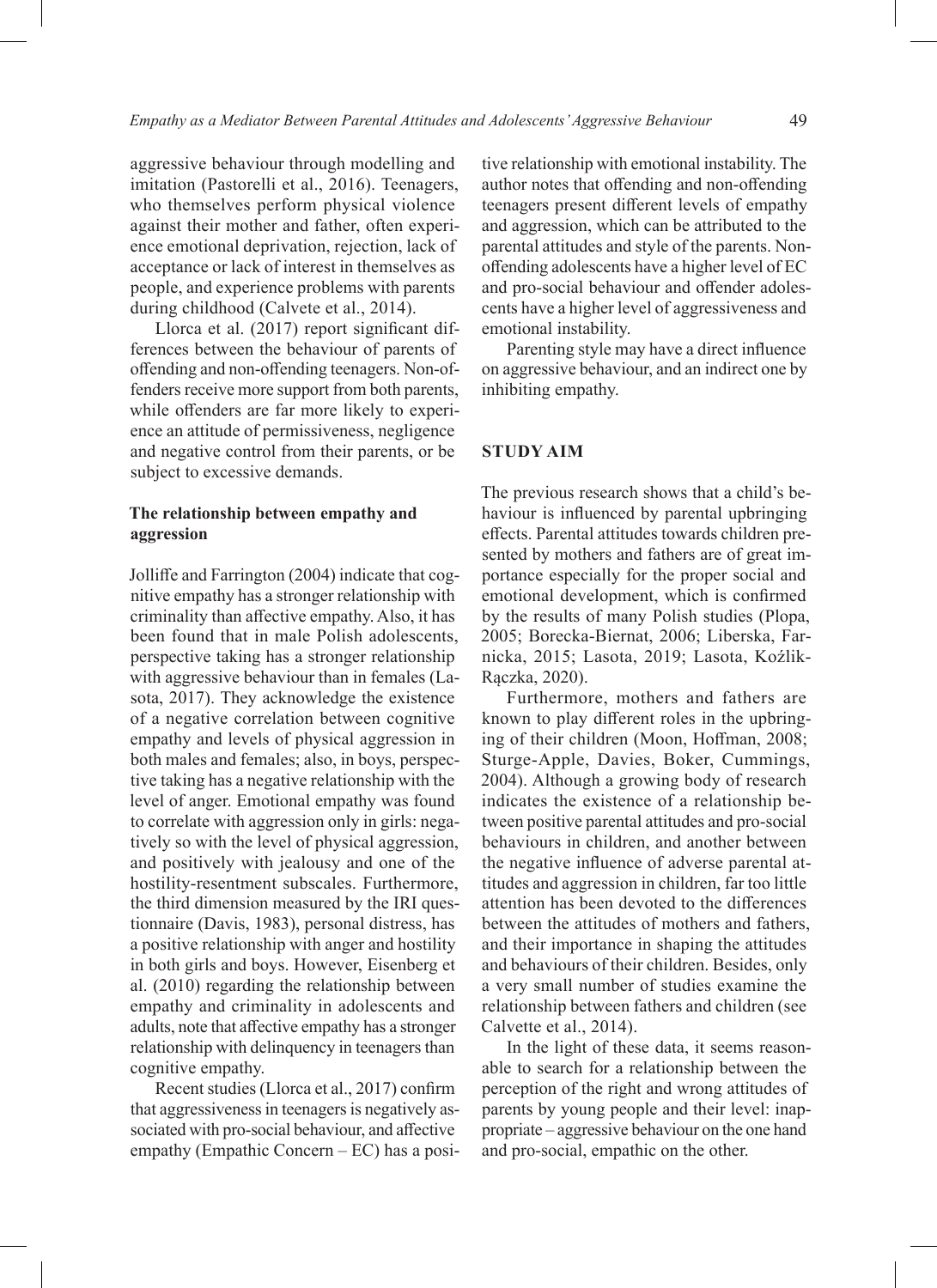aggressive behaviour through modelling and imitation (Pastorelli et al., 2016). Teenagers, who themselves perform physical violence against their mother and father, often experience emotional deprivation, rejection, lack of acceptance or lack of interest in themselves as people, and experience problems with parents during childhood (Calvete et al., 2014).

Llorca et al. (2017) report significant differences between the behaviour of parents of offending and non-offending teenagers. Non-offenders receive more support from both parents, while offenders are far more likely to experience an attitude of permissiveness, negligence and negative control from their parents, or be subject to excessive demands.

### The relationship between empathy and aggression

Jolliffe and Farrington (2004) indicate that cognitive empathy has a stronger relationship with criminality than affective empathy. Also, it has been found that in male Polish adolescents, perspective taking has a stronger relationship with aggressive behaviour than in females (Lasota, 2017). They acknowledge the existence of a negative correlation between cognitive empathy and levels of physical aggression in both males and females; also, in boys, perspective taking has a negative relationship with the level of anger. Emotional empathy was found to correlate with aggression only in girls: negatively so with the level of physical aggression, and positively with jealousy and one of the hostility-resentment subscales. Furthermore, the third dimension measured by the IRI questionnaire (Davis, 1983), personal distress, has a positive relationship with anger and hostility in both girls and boys. However, Eisenberg et al. (2010) regarding the relationship between empathy and criminality in adolescents and adults, note that affective empathy has a stronger relationship with delinquency in teenagers than cognitive empathy.

Recent studies (Llorca et al., 2017) confirm that aggressiveness in teenagers is negatively associated with pro-social behaviour, and affective empathy (Empathic Concern – EC) has a positive relationship with emotional instability. The author notes that offending and non-offending teenagers present different levels of empathy and aggression, which can be attributed to the parental attitudes and style of the parents. Non-offending adolescents have a higher level of EC and pro-social behaviour and offender adolescents have a higher level of aggressiveness and emotional instability.

Parenting style may have a direct influence on aggressive behaviour, and an indirect one by inhibiting empathy.

## STUDY AIM

The previous research shows that a child's behaviour is influenced by parental upbringing effects. Parental attitudes towards children presented by mothers and fathers are of great importance especially for the proper social and emotional development, which is confirmed by the results of many Polish studies (Plopa, 2005; Borecka-Biernat, 2006; Liberska, Farnicka, 2015; Lasota, 2019; Lasota, Koźlik-Rączka, 2020).

Furthermore, mothers and fathers are known to play different roles in the upbringing of their children (Moon, Hoffman, 2008; Sturge-Apple, Davies, Boker, Cummings, 2004). Although a growing body of research indicates the existence of a relationship between positive parental attitudes and pro-social behaviours in children, and another between the negative influence of adverse parental attitudes and aggression in children, far too little attention has been devoted to the differences between the attitudes of mothers and fathers, and their importance in shaping the attitudes and behaviours of their children. Besides, only a very small number of studies examine the relationship between fathers and children (see Calvette et al., 2014).

In the light of these data, it seems reasonable to search for a relationship between the perception of the right and wrong attitudes of parents by young people and their level: inappropriate – aggressive behaviour on the one hand and pro-social, empathic on the other.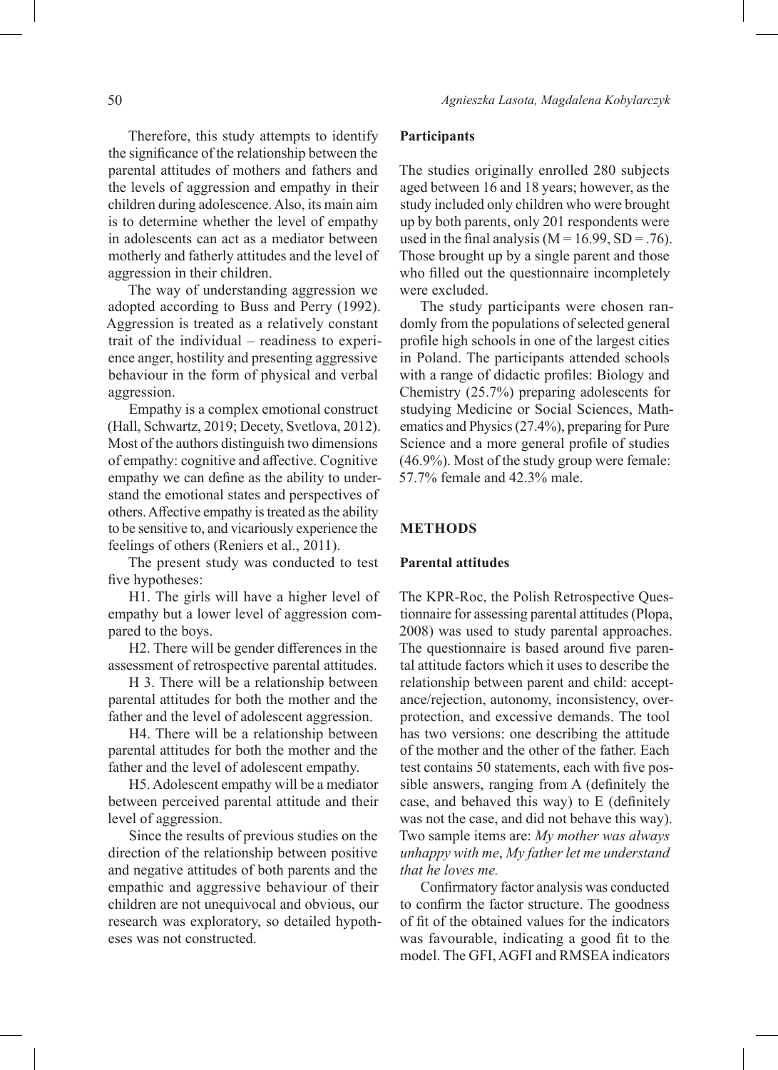Therefore, this study attempts to identify the significance of the relationship between the parental attitudes of mothers and fathers and the levels of aggression and empathy in their children during adolescence. Also, its main aim is to determine whether the level of empathy in adolescents can act as a mediator between motherly and fatherly attitudes and the level of aggression in their children.

The way of understanding aggression we adopted according to Buss and Perry (1992). Aggression is treated as a relatively constant trait of the individual – readiness to experience anger, hostility and presenting aggressive behaviour in the form of physical and verbal aggression.

Empathy is a complex emotional construct (Hall, Schwartz, 2019; Decety, Svetlova, 2012). Most of the authors distinguish two dimensions of empathy: cognitive and affective. Cognitive empathy we can define as the ability to understand the emotional states and perspectives of others. Affective empathy is treated as the ability to be sensitive to, and vicariously experience the feelings of others (Reniers et al., 2011).

The present study was conducted to test five hypotheses:

H1. The girls will have a higher level of empathy but a lower level of aggression compared to the boys.

H2. There will be gender differences in the assessment of retrospective parental attitudes.

H 3. There will be a relationship between parental attitudes for both the mother and the father and the level of adolescent aggression.

H4. There will be a relationship between parental attitudes for both the mother and the father and the level of adolescent empathy.

H5. Adolescent empathy will be a mediator between perceived parental attitude and their level of aggression.

Since the results of previous studies on the direction of the relationship between positive and negative attitudes of both parents and the empathic and aggressive behaviour of their children are not unequivocal and obvious, our research was exploratory, so detailed hypotheses was not constructed.

### Participants

The studies originally enrolled 280 subjects aged between 16 and 18 years; however, as the study included only children who were brought up by both parents, only 201 respondents were used in the final analysis ($M = 16.99$, $SD = .76$). Those brought up by a single parent and those who filled out the questionnaire incompletely were excluded.

The study participants were chosen randomly from the populations of selected general profile high schools in one of the largest cities in Poland. The participants attended schools with a range of didactic profiles: Biology and Chemistry (25.7%) preparing adolescents for studying Medicine or Social Sciences, Mathematics and Physics (27.4%), preparing for Pure Science and a more general profile of studies (46.9%). Most of the study group were female: 57.7% female and 42.3% male.

## METHODS

### Parental attitudes

The KPR-Roc, the Polish Retrospective Questionnaire for assessing parental attitudes (Plopa, 2008) was used to study parental approaches. The questionnaire is based around five parental attitude factors which it uses to describe the relationship between parent and child: acceptance/rejection, autonomy, inconsistency, overprotection, and excessive demands. The tool has two versions: one describing the attitude of the mother and the other of the father. Each test contains 50 statements, each with five possible answers, ranging from A (definitely the case, and behaved this way) to E (definitely was not the case, and did not behave this way). Two sample items are: *My mother was always unhappy with me*, *My father let me understand that he loves me.*

Confirmatory factor analysis was conducted to confirm the factor structure. The goodness of fit of the obtained values for the indicators was favourable, indicating a good fit to the model. The GFI, AGFI and RMSEA indicators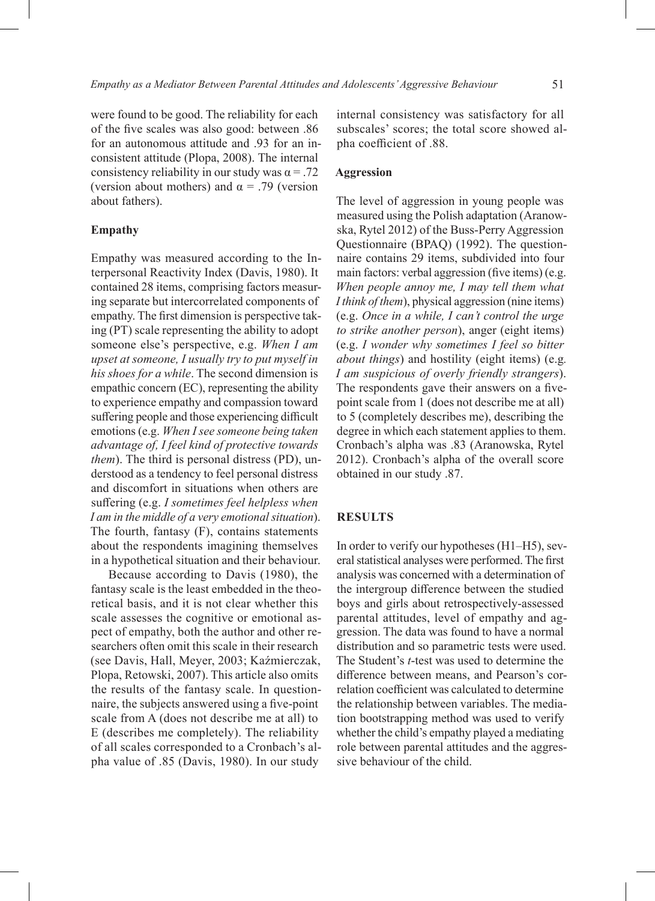were found to be good. The reliability for each of the five scales was also good: between .86 for an autonomous attitude and .93 for an inconsistent attitude (Plopa, 2008). The internal consistency reliability in our study was $\alpha = .72$ (version about mothers) and $\alpha = .79$ (version about fathers).

### Empathy

Empathy was measured according to the Interpersonal Reactivity Index (Davis, 1980). It contained 28 items, comprising factors measuring separate but intercorrelated components of empathy. The first dimension is perspective taking (PT) scale representing the ability to adopt someone else's perspective, e.g. *When I am upset at someone, I usually try to put myself in his shoes for a while*. The second dimension is empathic concern (EC), representing the ability to experience empathy and compassion toward suffering people and those experiencing difficult emotions (e.g. *When I see someone being taken advantage of, I feel kind of protective towards them*). The third is personal distress (PD), understood as a tendency to feel personal distress and discomfort in situations when others are suffering (e.g. *I sometimes feel helpless when I am in the middle of a very emotional situation*). The fourth, fantasy (F), contains statements about the respondents imagining themselves in a hypothetical situation and their behaviour.

Because according to Davis (1980), the fantasy scale is the least embedded in the theoretical basis, and it is not clear whether this scale assesses the cognitive or emotional aspect of empathy, both the author and other researchers often omit this scale in their research (see Davis, Hall, Meyer, 2003; Kaźmierczak, Plopa, Retowski, 2007). This article also omits the results of the fantasy scale. In questionnaire, the subjects answered using a five-point scale from A (does not describe me at all) to E (describes me completely). The reliability of all scales corresponded to a Cronbach's alpha value of .85 (Davis, 1980). In our study internal consistency was satisfactory for all subscales' scores; the total score showed alpha coefficient of .88.

### Aggression

The level of aggression in young people was measured using the Polish adaptation (Aranowska, Rytel 2012) of the Buss-Perry Aggression Questionnaire (BPAQ) (1992). The questionnaire contains 29 items, subdivided into four main factors: verbal aggression (five items) (e.g. *When people annoy me, I may tell them what I think of them*), physical aggression (nine items) (e.g. *Once in a while, I can't control the urge to strike another person*), anger (eight items) (e.g. *I wonder why sometimes I feel so bitter about things*) and hostility (eight items) (e.g. *I am suspicious of overly friendly strangers*). The respondents gave their answers on a five-point scale from 1 (does not describe me at all) to 5 (completely describes me), describing the degree in which each statement applies to them. Cronbach's alpha was .83 (Aranowska, Rytel 2012). Cronbach's alpha of the overall score obtained in our study .87.

## RESULTS

In order to verify our hypotheses (H1–H5), several statistical analyses were performed. The first analysis was concerned with a determination of the intergroup difference between the studied boys and girls about retrospectively-assessed parental attitudes, level of empathy and aggression. The data was found to have a normal distribution and so parametric tests were used. The Student's *t*-test was used to determine the difference between means, and Pearson's correlation coefficient was calculated to determine the relationship between variables. The mediation bootstrapping method was used to verify whether the child's empathy played a mediating role between parental attitudes and the aggressive behaviour of the child.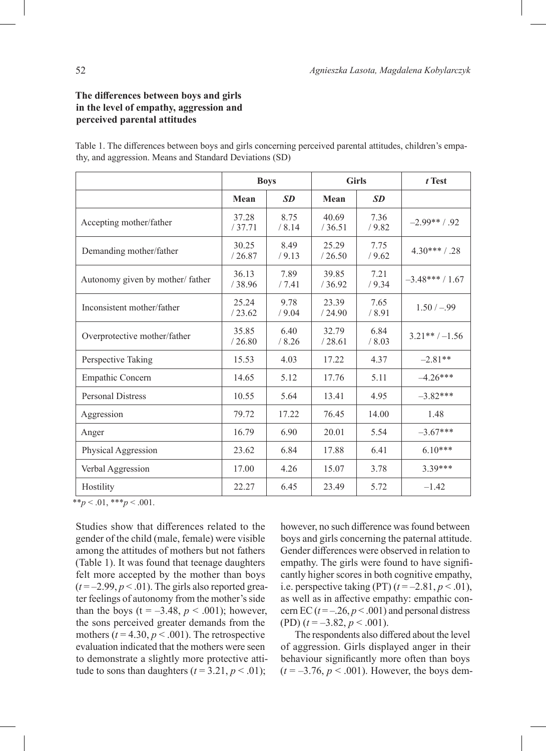### The differences between boys and girls in the level of empathy, aggression and perceived parental attitudes

Table 1. The differences between boys and girls concerning perceived parental attitudes, children's empathy, and aggression. Means and Standard Deviations (SD)

| | Boys | | Girls | | *t* Test |
|---|---|---|---|---|---|
| | Mean | *SD* | Mean | *SD* | |
| Accepting mother/father | 37.28 / 37.71 | 8.75 / 8.14 | 40.69 / 36.51 | 7.36 / 9.82 | –2.99** / .92 |
| Demanding mother/father | 30.25 / 26.87 | 8.49 / 9.13 | 25.29 / 26.50 | 7.75 / 9.62 | 4.30*** / .28 |
| Autonomy given by mother/ father | 36.13 / 38.96 | 7.89 / 7.41 | 39.85 / 36.92 | 7.21 / 9.34 | –3.48*** / 1.67 |
| Inconsistent mother/father | 25.24 / 23.62 | 9.78 / 9.04 | 23.39 / 24.90 | 7.65 / 8.91 | 1.50 / –.99 |
| Overprotective mother/father | 35.85 / 26.80 | 6.40 / 8.26 | 32.79 / 28.61 | 6.84 / 8.03 | 3.21** / –1.56 |
| Perspective Taking | 15.53 | 4.03 | 17.22 | 4.37 | –2.81** |
| Empathic Concern | 14.65 | 5.12 | 17.76 | 5.11 | –4.26*** |
| Personal Distress | 10.55 | 5.64 | 13.41 | 4.95 | –3.82*** |
| Aggression | 79.72 | 17.22 | 76.45 | 14.00 | 1.48 |
| Anger | 16.79 | 6.90 | 20.01 | 5.54 | –3.67*** |
| Physical Aggression | 23.62 | 6.84 | 17.88 | 6.41 | 6.10*** |
| Verbal Aggression | 17.00 | 4.26 | 15.07 | 3.78 | 3.39*** |
| Hostility | 22.27 | 6.45 | 23.49 | 5.72 | –1.42 |

$^{**}p < .01$, $^{***}p < .001$.

Studies show that differences related to the gender of the child (male, female) were visible among the attitudes of mothers but not fathers (Table 1). It was found that teenage daughters felt more accepted by the mother than boys ($t = –2.99$, $p < .01$). The girls also reported greater feelings of autonomy from the mother's side than the boys ($t = –3.48$, $p < .001$); however, the sons perceived greater demands from the mothers ($t = 4.30$, $p < .001$). The retrospective evaluation indicated that the mothers were seen to demonstrate a slightly more protective attitude to sons than daughters ($t = 3.21$, $p < .01$); however, no such difference was found between boys and girls concerning the paternal attitude. Gender differences were observed in relation to empathy. The girls were found to have significantly higher scores in both cognitive empathy, i.e. perspective taking (PT) ($t = –2.81$, $p < .01$), as well as in affective empathy: empathic concern EC ($t = –.26$, $p < .001$) and personal distress (PD) ($t = –3.82$, $p < .001$).

The respondents also differed about the level of aggression. Girls displayed anger in their behaviour significantly more often than boys ($t = –3.76$, $p < .001$). However, the boys dem-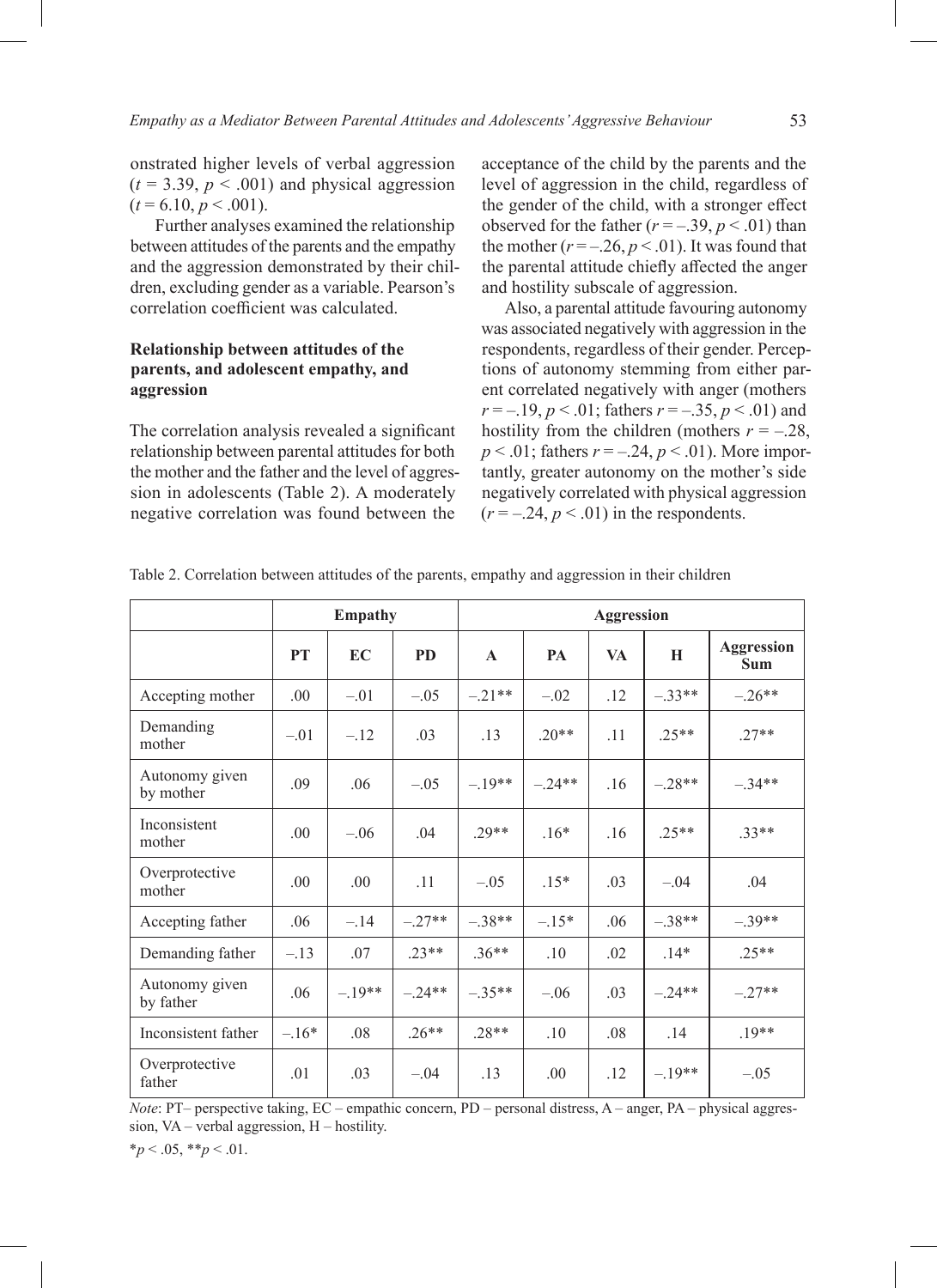onstrated higher levels of verbal aggression ($t = 3.39$, $p < .001$) and physical aggression ($t = 6.10$, $p < .001$).

Further analyses examined the relationship between attitudes of the parents and the empathy and the aggression demonstrated by their children, excluding gender as a variable. Pearson's correlation coefficient was calculated.

### Relationship between attitudes of the parents, and adolescent empathy, and aggression

The correlation analysis revealed a significant relationship between parental attitudes for both the mother and the father and the level of aggression in adolescents (Table 2). A moderately negative correlation was found between the acceptance of the child by the parents and the level of aggression in the child, regardless of the gender of the child, with a stronger effect observed for the father ($r = -.39$, $p < .01$) than the mother ($r = -.26$, $p < .01$). It was found that the parental attitude chiefly affected the anger and hostility subscale of aggression.

Also, a parental attitude favouring autonomy was associated negatively with aggression in the respondents, regardless of their gender. Perceptions of autonomy stemming from either parent correlated negatively with anger (mothers $r = -.19$, $p < .01$; fathers $r = -.35$, $p < .01$) and hostility from the children (mothers $r = -.28$, $p < .01$; fathers $r = -.24$, $p < .01$). More importantly, greater autonomy on the mother's side negatively correlated with physical aggression ($r = -.24$, $p < .01$) in the respondents.

Table 2. Correlation between attitudes of the parents, empathy and aggression in their children

| | **Empathy** | | | **Aggression** | | | | |
|---|---|---|---|---|---|---|---|---|
| | **PT** | **EC** | **PD** | **A** | **PA** | **VA** | **H** | **Aggression Sum** |
| Accepting mother | .00 | –.01 | –.05 | –.21** | –.02 | .12 | –.33** | –.26** |
| Demanding mother | –.01 | –.12 | .03 | .13 | .20** | .11 | .25** | .27** |
| Autonomy given by mother | .09 | .06 | –.05 | –.19** | –.24** | .16 | –.28** | –.34** |
| Inconsistent mother | .00 | –.06 | .04 | .29** | .16* | .16 | .25** | .33** |
| Overprotective mother | .00 | .00 | .11 | –.05 | .15* | .03 | –.04 | .04 |
| Accepting father | .06 | –.14 | –.27** | –.38** | –.15* | .06 | –.38** | –.39** |
| Demanding father | –.13 | .07 | .23** | .36** | .10 | .02 | .14* | .25** |
| Autonomy given by father | .06 | –.19** | –.24** | –.35** | –.06 | .03 | –.24** | –.27** |
| Inconsistent father | –.16* | .08 | .26** | .28** | .10 | .08 | .14 | .19** |
| Overprotective father | .01 | .03 | –.04 | .13 | .00 | .12 | –.19** | –.05 |

*Note*: PT– perspective taking, EC – empathic concern, PD – personal distress, A – anger, PA – physical aggression, VA – verbal aggression, H – hostility.

*$p < .05$, **$p < .01$.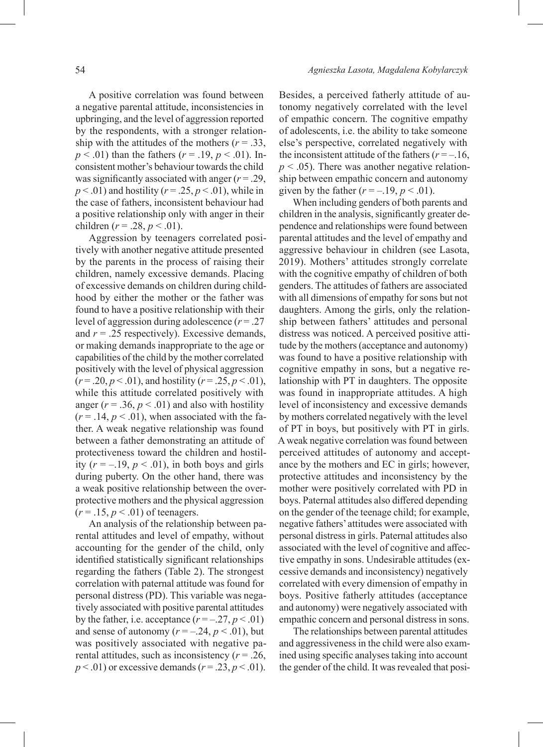A positive correlation was found between a negative parental attitude, inconsistencies in upbringing, and the level of aggression reported by the respondents, with a stronger relationship with the attitudes of the mothers ($r = .33$, $p < .01$) than the fathers ($r = .19$, $p < .01$). Inconsistent mother's behaviour towards the child was significantly associated with anger ($r = .29$, $p < .01$) and hostility ($r = .25$, $p < .01$), while in the case of fathers, inconsistent behaviour had a positive relationship only with anger in their children ($r = .28$, $p < .01$).

Aggression by teenagers correlated positively with another negative attitude presented by the parents in the process of raising their children, namely excessive demands. Placing of excessive demands on children during childhood by either the mother or the father was found to have a positive relationship with their level of aggression during adolescence ($r = .27$ and $r = .25$ respectively). Excessive demands, or making demands inappropriate to the age or capabilities of the child by the mother correlated positively with the level of physical aggression ($r = .20$, $p < .01$), and hostility ($r = .25$, $p < .01$), while this attitude correlated positively with anger ($r = .36$, $p < .01$) and also with hostility ($r = .14$, $p < .01$), when associated with the father. A weak negative relationship was found between a father demonstrating an attitude of protectiveness toward the children and hostility ($r = –.19$, $p < .01$), in both boys and girls during puberty. On the other hand, there was a weak positive relationship between the overprotective mothers and the physical aggression ($r = .15$, $p < .01$) of teenagers.

An analysis of the relationship between parental attitudes and level of empathy, without accounting for the gender of the child, only identified statistically significant relationships regarding the fathers (Table 2). The strongest correlation with paternal attitude was found for personal distress (PD). This variable was negatively associated with positive parental attitudes by the father, i.e. acceptance ($r = –.27$, $p < .01$) and sense of autonomy ($r = –.24$, $p < .01$), but was positively associated with negative parental attitudes, such as inconsistency ($r = .26$, $p < .01$) or excessive demands ($r = .23$, $p < .01$). Besides, a perceived fatherly attitude of autonomy negatively correlated with the level of empathic concern. The cognitive empathy of adolescents, i.e. the ability to take someone else's perspective, correlated negatively with the inconsistent attitude of the fathers ($r = –.16$, $p < .05$). There was another negative relationship between empathic concern and autonomy given by the father ($r = –.19$, $p < .01$).

When including genders of both parents and children in the analysis, significantly greater dependence and relationships were found between parental attitudes and the level of empathy and aggressive behaviour in children (see Lasota, 2019). Mothers' attitudes strongly correlate with the cognitive empathy of children of both genders. The attitudes of fathers are associated with all dimensions of empathy for sons but not daughters. Among the girls, only the relationship between fathers' attitudes and personal distress was noticed. A perceived positive attitude by the mothers (acceptance and autonomy) was found to have a positive relationship with cognitive empathy in sons, but a negative relationship with PT in daughters. The opposite was found in inappropriate attitudes. A high level of inconsistency and excessive demands by mothers correlated negatively with the level of PT in boys, but positively with PT in girls. A weak negative correlation was found between perceived attitudes of autonomy and acceptance by the mothers and EC in girls; however, protective attitudes and inconsistency by the mother were positively correlated with PD in boys. Paternal attitudes also differed depending on the gender of the teenage child; for example, negative fathers' attitudes were associated with personal distress in girls. Paternal attitudes also associated with the level of cognitive and affective empathy in sons. Undesirable attitudes (excessive demands and inconsistency) negatively correlated with every dimension of empathy in boys. Positive fatherly attitudes (acceptance and autonomy) were negatively associated with empathic concern and personal distress in sons.

The relationships between parental attitudes and aggressiveness in the child were also examined using specific analyses taking into account the gender of the child. It was revealed that posi-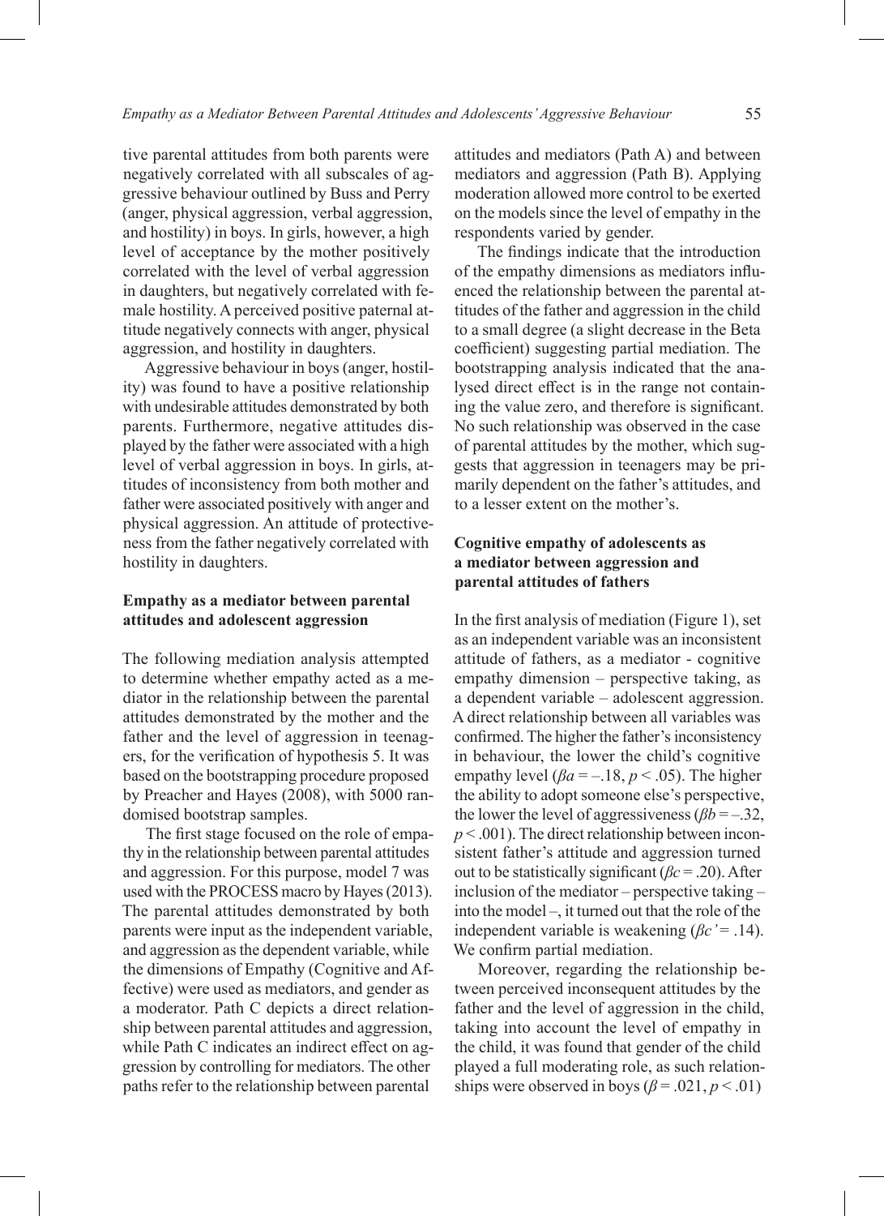tive parental attitudes from both parents were negatively correlated with all subscales of aggressive behaviour outlined by Buss and Perry (anger, physical aggression, verbal aggression, and hostility) in boys. In girls, however, a high level of acceptance by the mother positively correlated with the level of verbal aggression in daughters, but negatively correlated with female hostility. A perceived positive paternal attitude negatively connects with anger, physical aggression, and hostility in daughters.

Aggressive behaviour in boys (anger, hostility) was found to have a positive relationship with undesirable attitudes demonstrated by both parents. Furthermore, negative attitudes displayed by the father were associated with a high level of verbal aggression in boys. In girls, attitudes of inconsistency from both mother and father were associated positively with anger and physical aggression. An attitude of protectiveness from the father negatively correlated with hostility in daughters.

## Empathy as a mediator between parental attitudes and adolescent aggression

The following mediation analysis attempted to determine whether empathy acted as a mediator in the relationship between the parental attitudes demonstrated by the mother and the father and the level of aggression in teenagers, for the verification of hypothesis 5. It was based on the bootstrapping procedure proposed by Preacher and Hayes (2008), with 5000 randomised bootstrap samples.

The first stage focused on the role of empathy in the relationship between parental attitudes and aggression. For this purpose, model 7 was used with the PROCESS macro by Hayes (2013). The parental attitudes demonstrated by both parents were input as the independent variable, and aggression as the dependent variable, while the dimensions of Empathy (Cognitive and Affective) were used as mediators, and gender as a moderator. Path C depicts a direct relationship between parental attitudes and aggression, while Path C indicates an indirect effect on aggression by controlling for mediators. The other paths refer to the relationship between parental attitudes and mediators (Path A) and between mediators and aggression (Path B). Applying moderation allowed more control to be exerted on the models since the level of empathy in the respondents varied by gender.

The findings indicate that the introduction of the empathy dimensions as mediators influenced the relationship between the parental attitudes of the father and aggression in the child to a small degree (a slight decrease in the Beta coefficient) suggesting partial mediation. The bootstrapping analysis indicated that the analysed direct effect is in the range not containing the value zero, and therefore is significant. No such relationship was observed in the case of parental attitudes by the mother, which suggests that aggression in teenagers may be primarily dependent on the father's attitudes, and to a lesser extent on the mother's.

## Cognitive empathy of adolescents as a mediator between aggression and parental attitudes of fathers

In the first analysis of mediation (Figure 1), set as an independent variable was an inconsistent attitude of fathers, as a mediator - cognitive empathy dimension – perspective taking, as a dependent variable – adolescent aggression. A direct relationship between all variables was confirmed. The higher the father's inconsistency in behaviour, the lower the child's cognitive empathy level ($\beta a = -.18$, $p < .05$). The higher the ability to adopt someone else's perspective, the lower the level of aggressiveness ($\beta b = -.32$, $p < .001$). The direct relationship between inconsistent father's attitude and aggression turned out to be statistically significant ($\beta c = .20$). After inclusion of the mediator – perspective taking – into the model –, it turned out that the role of the independent variable is weakening ($\beta c' = .14$). We confirm partial mediation.

Moreover, regarding the relationship between perceived inconsequent attitudes by the father and the level of aggression in the child, taking into account the level of empathy in the child, it was found that gender of the child played a full moderating role, as such relationships were observed in boys ($\beta = .021$, $p < .01$)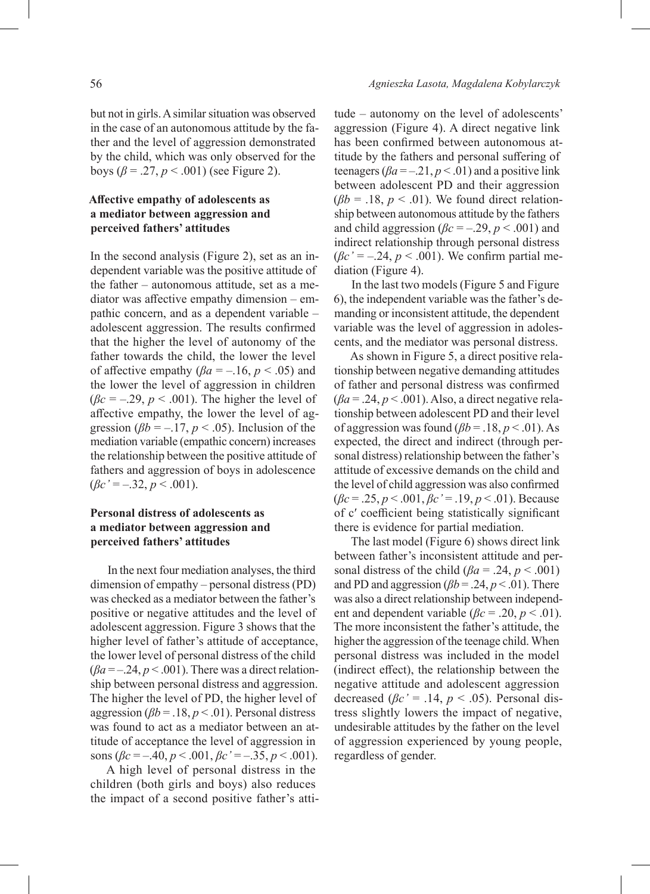but not in girls. A similar situation was observed in the case of an autonomous attitude by the father and the level of aggression demonstrated by the child, which was only observed for the boys ($\beta = .27, p < .001$) (see Figure 2).

### Affective empathy of adolescents as a mediator between aggression and perceived fathers' attitudes

In the second analysis (Figure 2), set as an independent variable was the positive attitude of the father – autonomous attitude, set as a mediator was affective empathy dimension – empathic concern, and as a dependent variable – adolescent aggression. The results confirmed that the higher the level of autonomy of the father towards the child, the lower the level of affective empathy ($\beta a = -.16, p < .05$) and the lower the level of aggression in children ($\beta c = -.29, p < .001$). The higher the level of affective empathy, the lower the level of aggression ($\beta b = -.17, p < .05$). Inclusion of the mediation variable (empathic concern) increases the relationship between the positive attitude of fathers and aggression of boys in adolescence ($\beta c' = -.32, p < .001$).

### Personal distress of adolescents as a mediator between aggression and perceived fathers' attitudes

In the next four mediation analyses, the third dimension of empathy – personal distress (PD) was checked as a mediator between the father's positive or negative attitudes and the level of adolescent aggression. Figure 3 shows that the higher level of father's attitude of acceptance, the lower level of personal distress of the child ($\beta a = -.24, p < .001$). There was a direct relationship between personal distress and aggression. The higher the level of PD, the higher level of aggression ($\beta b = .18, p < .01$). Personal distress was found to act as a mediator between an attitude of acceptance the level of aggression in sons ($\beta c = -.40, p < .001, \beta c' = -.35, p < .001$).

A high level of personal distress in the children (both girls and boys) also reduces the impact of a second positive father's attitude – autonomy on the level of adolescents' aggression (Figure 4). A direct negative link has been confirmed between autonomous attitude by the fathers and personal suffering of teenagers ($\beta a = -.21, p < .01$) and a positive link between adolescent PD and their aggression ($\beta b = .18, p < .01$). We found direct relationship between autonomous attitude by the fathers and child aggression ($\beta c = -.29, p < .001$) and indirect relationship through personal distress ($\beta c' = -.24, p < .001$). We confirm partial mediation (Figure 4).

In the last two models (Figure 5 and Figure 6), the independent variable was the father's demanding or inconsistent attitude, the dependent variable was the level of aggression in adolescents, and the mediator was personal distress.

As shown in Figure 5, a direct positive relationship between negative demanding attitudes of father and personal distress was confirmed ($\beta a = .24, p < .001$). Also, a direct negative relationship between adolescent PD and their level of aggression was found ($\beta b = .18, p < .01$). As expected, the direct and indirect (through personal distress) relationship between the father's attitude of excessive demands on the child and the level of child aggression was also confirmed ($\beta c = .25, p < .001, \beta c' = .19, p < .01$). Because of c′ coefficient being statistically significant there is evidence for partial mediation.

The last model (Figure 6) shows direct link between father's inconsistent attitude and personal distress of the child ($\beta a = .24, p < .001$) and PD and aggression ($\beta b = .24, p < .01$). There was also a direct relationship between independent and dependent variable ($\beta c = .20, p < .01$). The more inconsistent the father's attitude, the higher the aggression of the teenage child. When personal distress was included in the model (indirect effect), the relationship between the negative attitude and adolescent aggression decreased ($\beta c' = .14, p < .05$). Personal distress slightly lowers the impact of negative, undesirable attitudes by the father on the level of aggression experienced by young people, regardless of gender.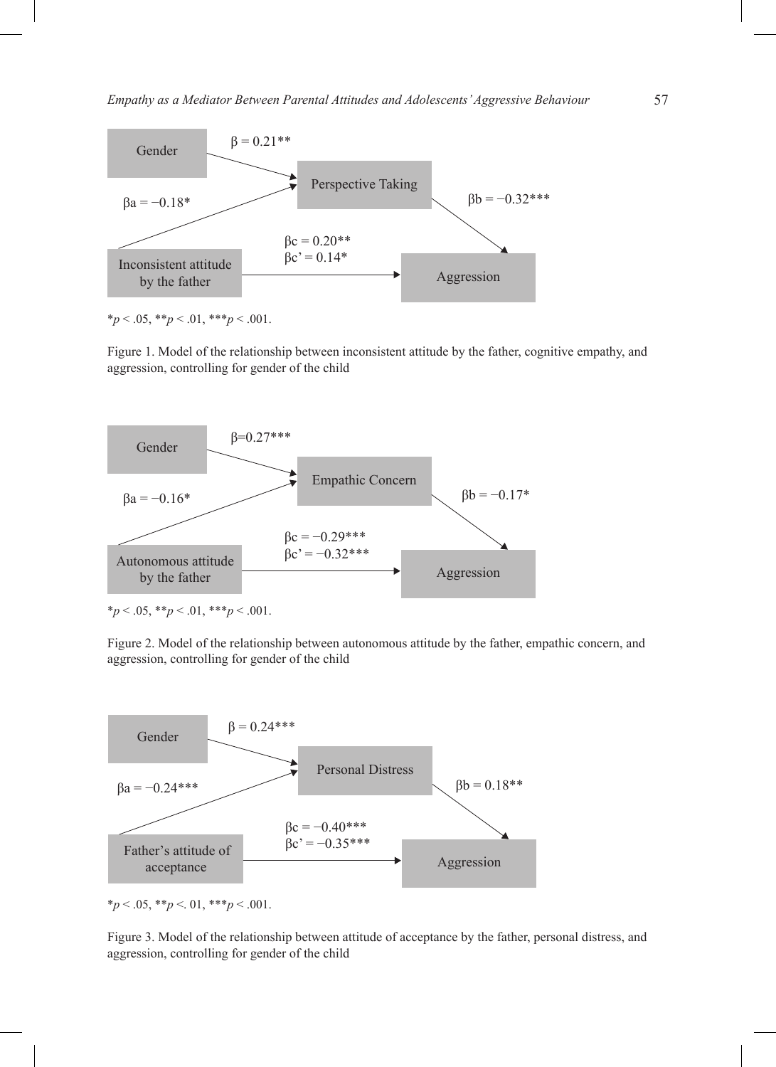Gender

$\beta = 0.21^{**}$

Perspective Taking

$\beta a = -0.18^{*}$

$\beta b = -0.32^{***}$

$\beta c = 0.20^{**}$
$\beta c' = 0.14^{*}$

Inconsistent attitude by the father

Aggression

$^{*}p < .05$, $^{**}p < .01$, $^{***}p < .001$.

Figure 1. Model of the relationship between inconsistent attitude by the father, cognitive empathy, and aggression, controlling for gender of the child

Gender

$\beta = 0.27^{***}$

Empathic Concern

$\beta a = -0.16^{*}$

$\beta b = -0.17^{*}$

$\beta c = -0.29^{***}$
$\beta c' = -0.32^{***}$

Autonomous attitude by the father

Aggression

$^{*}p < .05$, $^{**}p < .01$, $^{***}p < .001$.

Figure 2. Model of the relationship between autonomous attitude by the father, empathic concern, and aggression, controlling for gender of the child

Gender

$\beta = 0.24^{***}$

Personal Distress

$\beta a = -0.24^{***}$

$\beta b = 0.18^{**}$

$\beta c = -0.40^{***}$
$\beta c' = -0.35^{***}$

Father's attitude of acceptance

Aggression

$^{*}p < .05$, $^{**}p <. 01$, $^{***}p < .001$.

Figure 3. Model of the relationship between attitude of acceptance by the father, personal distress, and aggression, controlling for gender of the child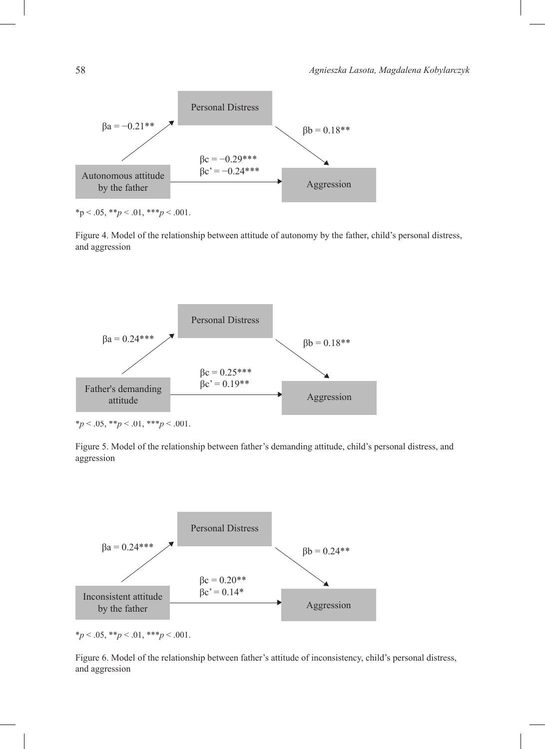Personal Distress

$\beta a = -0.21^{**}$

$\beta b = 0.18^{**}$

$\beta c = -0.29^{***}$

$\beta c' = -0.24^{***}$

Autonomous attitude by the father

Aggression

*$p < .05$, **$p < .01$, ***$p < .001$.

Figure 4. Model of the relationship between attitude of autonomy by the father, child's personal distress, and aggression

Personal Distress

$\beta a = 0.24^{***}$

$\beta b = 0.18^{**}$

$\beta c = 0.25^{***}$

$\beta c' = 0.19^{**}$

Father's demanding attitude

Aggression

*$p < .05$, **$p < .01$, ***$p < .001$.

Figure 5. Model of the relationship between father's demanding attitude, child's personal distress, and aggression

Personal Distress

$\beta a = 0.24^{***}$

$\beta b = 0.24^{**}$

$\beta c = 0.20^{**}$

$\beta c' = 0.14^{*}$

Inconsistent attitude by the father

Aggression

*$p < .05$, **$p < .01$, ***$p < .001$.

Figure 6. Model of the relationship between father's attitude of inconsistency, child's personal distress, and aggression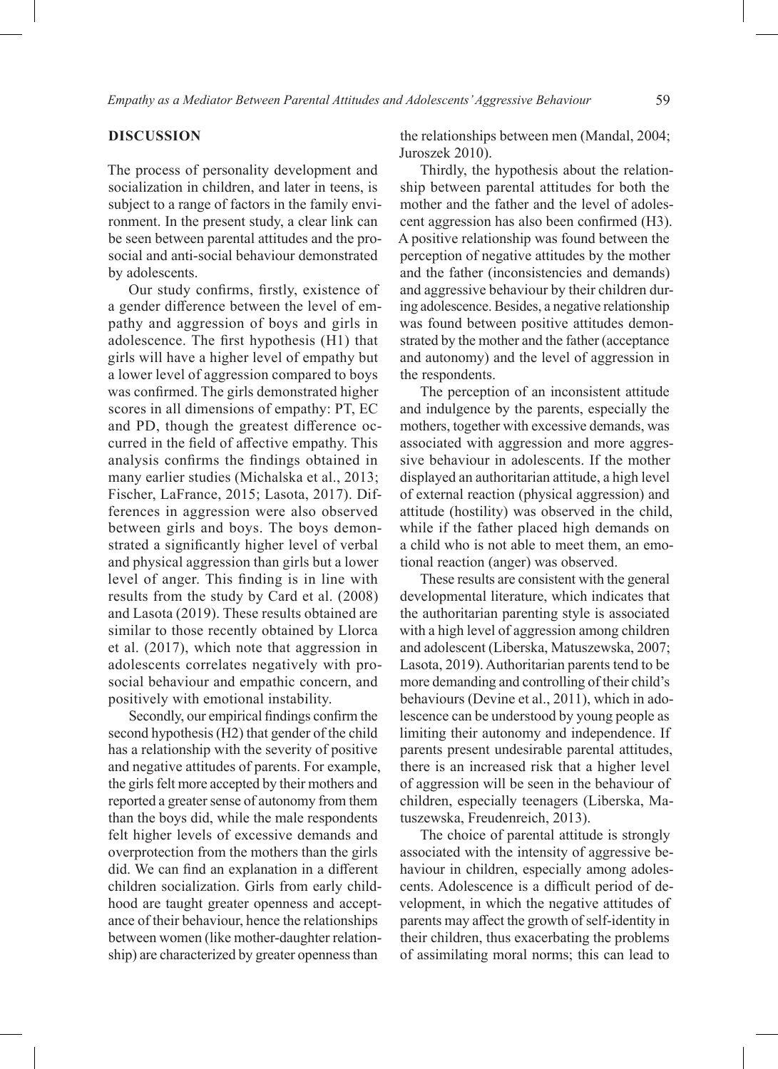## DISCUSSION

The process of personality development and socialization in children, and later in teens, is subject to a range of factors in the family environment. In the present study, a clear link can be seen between parental attitudes and the pro-social and anti-social behaviour demonstrated by adolescents.

Our study confirms, firstly, existence of a gender difference between the level of empathy and aggression of boys and girls in adolescence. The first hypothesis (H1) that girls will have a higher level of empathy but a lower level of aggression compared to boys was confirmed. The girls demonstrated higher scores in all dimensions of empathy: PT, EC and PD, though the greatest difference occurred in the field of affective empathy. This analysis confirms the findings obtained in many earlier studies (Michalska et al., 2013; Fischer, LaFrance, 2015; Lasota, 2017). Differences in aggression were also observed between girls and boys. The boys demonstrated a significantly higher level of verbal and physical aggression than girls but a lower level of anger. This finding is in line with results from the study by Card et al. (2008) and Lasota (2019). These results obtained are similar to those recently obtained by Llorca et al. (2017), which note that aggression in adolescents correlates negatively with prosocial behaviour and empathic concern, and positively with emotional instability.

Secondly, our empirical findings confirm the second hypothesis (H2) that gender of the child has a relationship with the severity of positive and negative attitudes of parents. For example, the girls felt more accepted by their mothers and reported a greater sense of autonomy from them than the boys did, while the male respondents felt higher levels of excessive demands and overprotection from the mothers than the girls did. We can find an explanation in a different children socialization. Girls from early childhood are taught greater openness and acceptance of their behaviour, hence the relationships between women (like mother-daughter relationship) are characterized by greater openness than the relationships between men (Mandal, 2004; Juroszek 2010).

Thirdly, the hypothesis about the relationship between parental attitudes for both the mother and the father and the level of adolescent aggression has also been confirmed (H3). A positive relationship was found between the perception of negative attitudes by the mother and the father (inconsistencies and demands) and aggressive behaviour by their children during adolescence. Besides, a negative relationship was found between positive attitudes demonstrated by the mother and the father (acceptance and autonomy) and the level of aggression in the respondents.

The perception of an inconsistent attitude and indulgence by the parents, especially the mothers, together with excessive demands, was associated with aggression and more aggressive behaviour in adolescents. If the mother displayed an authoritarian attitude, a high level of external reaction (physical aggression) and attitude (hostility) was observed in the child, while if the father placed high demands on a child who is not able to meet them, an emotional reaction (anger) was observed.

These results are consistent with the general developmental literature, which indicates that the authoritarian parenting style is associated with a high level of aggression among children and adolescent (Liberska, Matuszewska, 2007; Lasota, 2019). Authoritarian parents tend to be more demanding and controlling of their child's behaviours (Devine et al., 2011), which in adolescence can be understood by young people as limiting their autonomy and independence. If parents present undesirable parental attitudes, there is an increased risk that a higher level of aggression will be seen in the behaviour of children, especially teenagers (Liberska, Matuszewska, Freudenreich, 2013).

The choice of parental attitude is strongly associated with the intensity of aggressive behaviour in children, especially among adolescents. Adolescence is a difficult period of development, in which the negative attitudes of parents may affect the growth of self-identity in their children, thus exacerbating the problems of assimilating moral norms; this can lead to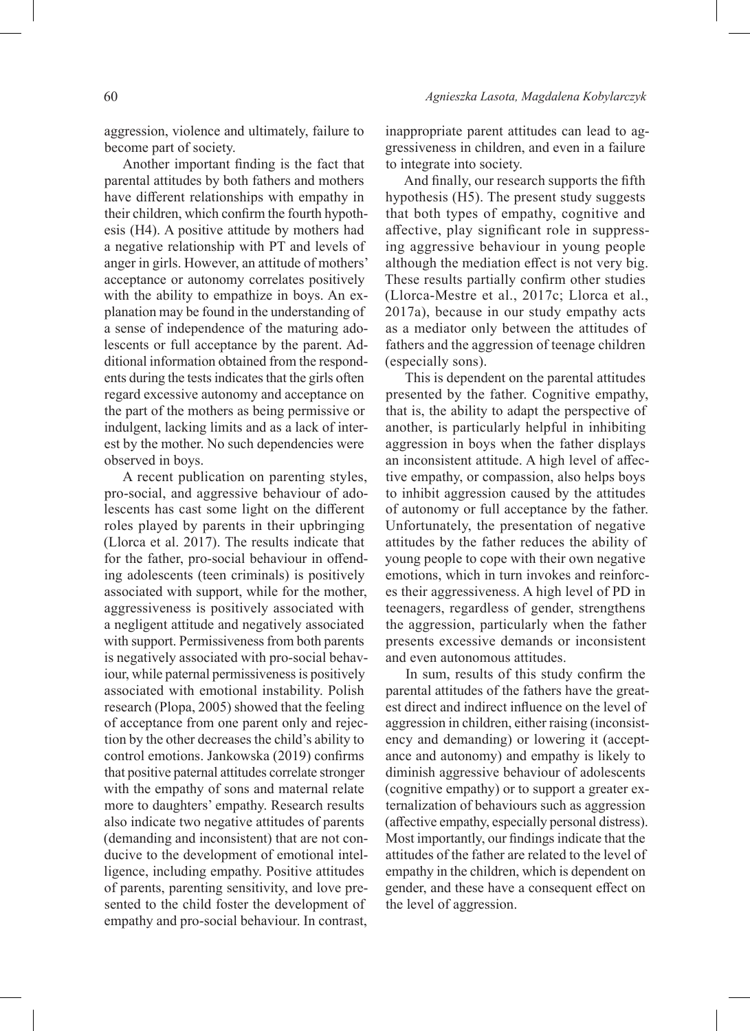aggression, violence and ultimately, failure to become part of society.

Another important finding is the fact that parental attitudes by both fathers and mothers have different relationships with empathy in their children, which confirm the fourth hypothesis (H4). A positive attitude by mothers had a negative relationship with PT and levels of anger in girls. However, an attitude of mothers' acceptance or autonomy correlates positively with the ability to empathize in boys. An explanation may be found in the understanding of a sense of independence of the maturing adolescents or full acceptance by the parent. Additional information obtained from the respondents during the tests indicates that the girls often regard excessive autonomy and acceptance on the part of the mothers as being permissive or indulgent, lacking limits and as a lack of interest by the mother. No such dependencies were observed in boys.

A recent publication on parenting styles, pro-social, and aggressive behaviour of adolescents has cast some light on the different roles played by parents in their upbringing (Llorca et al. 2017). The results indicate that for the father, pro-social behaviour in offending adolescents (teen criminals) is positively associated with support, while for the mother, aggressiveness is positively associated with a negligent attitude and negatively associated with support. Permissiveness from both parents is negatively associated with pro-social behaviour, while paternal permissiveness is positively associated with emotional instability. Polish research (Plopa, 2005) showed that the feeling of acceptance from one parent only and rejection by the other decreases the child's ability to control emotions. Jankowska (2019) confirms that positive paternal attitudes correlate stronger with the empathy of sons and maternal relate more to daughters' empathy. Research results also indicate two negative attitudes of parents (demanding and inconsistent) that are not conducive to the development of emotional intelligence, including empathy. Positive attitudes of parents, parenting sensitivity, and love presented to the child foster the development of empathy and pro-social behaviour. In contrast, inappropriate parent attitudes can lead to aggressiveness in children, and even in a failure to integrate into society.

And finally, our research supports the fifth hypothesis (H5). The present study suggests that both types of empathy, cognitive and affective, play significant role in suppressing aggressive behaviour in young people although the mediation effect is not very big. These results partially confirm other studies (Llorca-Mestre et al., 2017c; Llorca et al., 2017a), because in our study empathy acts as a mediator only between the attitudes of fathers and the aggression of teenage children (especially sons).

This is dependent on the parental attitudes presented by the father. Cognitive empathy, that is, the ability to adapt the perspective of another, is particularly helpful in inhibiting aggression in boys when the father displays an inconsistent attitude. A high level of affective empathy, or compassion, also helps boys to inhibit aggression caused by the attitudes of autonomy or full acceptance by the father. Unfortunately, the presentation of negative attitudes by the father reduces the ability of young people to cope with their own negative emotions, which in turn invokes and reinforces their aggressiveness. A high level of PD in teenagers, regardless of gender, strengthens the aggression, particularly when the father presents excessive demands or inconsistent and even autonomous attitudes.

In sum, results of this study confirm the parental attitudes of the fathers have the greatest direct and indirect influence on the level of aggression in children, either raising (inconsistency and demanding) or lowering it (acceptance and autonomy) and empathy is likely to diminish aggressive behaviour of adolescents (cognitive empathy) or to support a greater externalization of behaviours such as aggression (affective empathy, especially personal distress). Most importantly, our findings indicate that the attitudes of the father are related to the level of empathy in the children, which is dependent on gender, and these have a consequent effect on the level of aggression.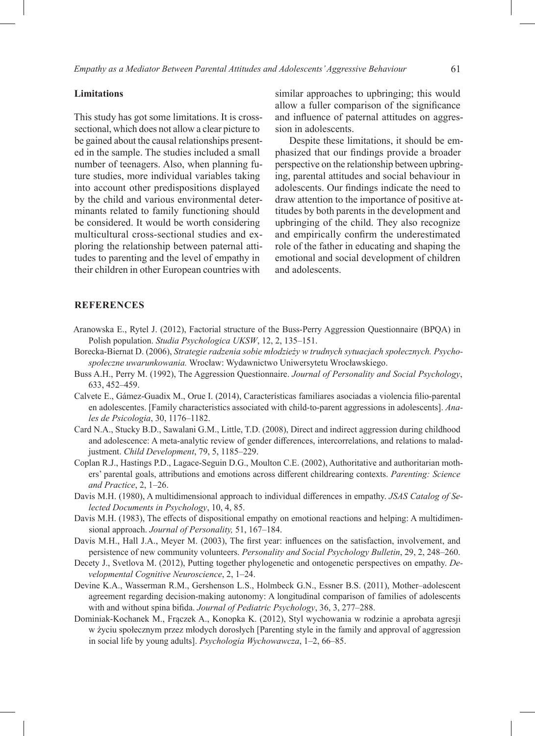### Limitations

This study has got some limitations. It is cross-sectional, which does not allow a clear picture to be gained about the causal relationships presented in the sample. The studies included a small number of teenagers. Also, when planning future studies, more individual variables taking into account other predispositions displayed by the child and various environmental determinants related to family functioning should be considered. It would be worth considering multicultural cross-sectional studies and exploring the relationship between paternal attitudes to parenting and the level of empathy in their children in other European countries with similar approaches to upbringing; this would allow a fuller comparison of the significance and influence of paternal attitudes on aggression in adolescents.

Despite these limitations, it should be emphasized that our findings provide a broader perspective on the relationship between upbringing, parental attitudes and social behaviour in adolescents. Our findings indicate the need to draw attention to the importance of positive attitudes by both parents in the development and upbringing of the child. They also recognize and empirically confirm the underestimated role of the father in educating and shaping the emotional and social development of children and adolescents.

## REFERENCES

Aranowska E., Rytel J. (2012), Factorial structure of the Buss-Perry Aggression Questionnaire (BPQA) in Polish population. *Studia Psychologica UKSW*, 12, 2, 135–151.

Borecka-Biernat D. (2006), *Strategie radzenia sobie młodzieży w trudnych sytuacjach społecznych. Psychospołeczne uwarunkowania.* Wrocław: Wydawnictwo Uniwersytetu Wrocławskiego.

Buss A.H., Perry M. (1992), The Aggression Questionnaire. *Journal of Personality and Social Psychology*, 633, 452–459.

Calvete E., Gámez-Guadix M., Orue I. (2014), Características familiares asociadas a violencia filio-parental en adolescentes. [Family characteristics associated with child-to-parent aggressions in adolescents]. *Anales de Psicologia*, 30, 1176–1182.

Card N.A., Stucky B.D., Sawalani G.M., Little, T.D. (2008), Direct and indirect aggression during childhood and adolescence: A meta-analytic review of gender differences, intercorrelations, and relations to maladjustment. *Child Development*, 79, 5, 1185–229.

Coplan R.J., Hastings P.D., Lagace-Seguin D.G., Moulton C.E. (2002), Authoritative and authoritarian mothers' parental goals, attributions and emotions across different childrearing contexts. *Parenting: Science and Practice*, 2, 1–26.

Davis M.H. (1980), A multidimensional approach to individual differences in empathy. *JSAS Catalog of Selected Documents in Psychology*, 10, 4, 85.

Davis M.H. (1983), The effects of dispositional empathy on emotional reactions and helping: A multidimensional approach. *Journal of Personality,* 51, 167–184.

Davis M.H., Hall J.A., Meyer M. (2003), The first year: influences on the satisfaction, involvement, and persistence of new community volunteers. *Personality and Social Psychology Bulletin*, 29, 2, 248–260.

Decety J., Svetlova M. (2012), Putting together phylogenetic and ontogenetic perspectives on empathy. *Developmental Cognitive Neuroscience*, 2, 1–24.

Devine K.A., Wasserman R.M., Gershenson L.S., Holmbeck G.N., Essner B.S. (2011), Mother–adolescent agreement regarding decision-making autonomy: A longitudinal comparison of families of adolescents with and without spina bifida. *Journal of Pediatric Psychology*, 36, 3, 277–288.

Dominiak-Kochanek M., Frączek A., Konopka K. (2012), Styl wychowania w rodzinie a aprobata agresji w życiu społecznym przez młodych dorosłych [Parenting style in the family and approval of aggression in social life by young adults]. *Psychologia Wychowawcza*, 1–2, 66–85.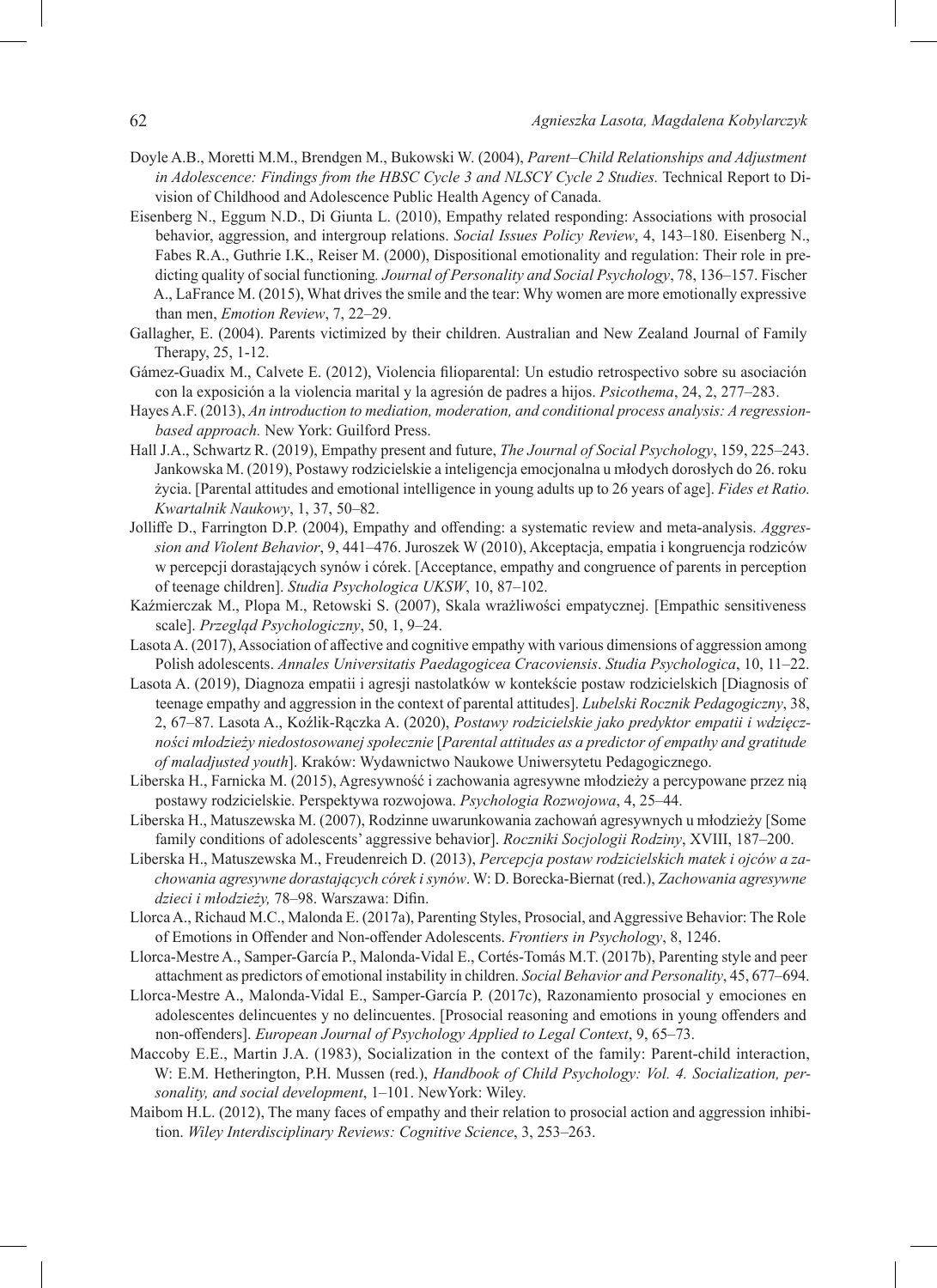Doyle A.B., Moretti M.M., Brendgen M., Bukowski W. (2004), *Parent–Child Relationships and Adjustment in Adolescence: Findings from the HBSC Cycle 3 and NLSCY Cycle 2 Studies.* Technical Report to Division of Childhood and Adolescence Public Health Agency of Canada.

Eisenberg N., Eggum N.D., Di Giunta L. (2010), Empathy related responding: Associations with prosocial behavior, aggression, and intergroup relations. *Social Issues Policy Review*, 4, 143–180. Eisenberg N., Fabes R.A., Guthrie I.K., Reiser M. (2000), Dispositional emotionality and regulation: Their role in predicting quality of social functioning. *Journal of Personality and Social Psychology*, 78, 136–157. Fischer A., LaFrance M. (2015), What drives the smile and the tear: Why women are more emotionally expressive than men, *Emotion Review*, 7, 22–29.

Gallagher, E. (2004). Parents victimized by their children. Australian and New Zealand Journal of Family Therapy, 25, 1-12.

Gámez-Guadix M., Calvete E. (2012), Violencia filioparental: Un estudio retrospectivo sobre su asociación con la exposición a la violencia marital y la agresión de padres a hijos. *Psicothema*, 24, 2, 277–283.

Hayes A.F. (2013), *An introduction to mediation, moderation, and conditional process analysis: A regression-based approach.* New York: Guilford Press.

Hall J.A., Schwartz R. (2019), Empathy present and future, *The Journal of Social Psychology*, 159, 225–243. Jankowska M. (2019), Postawy rodzicielskie a inteligencja emocjonalna u młodych dorosłych do 26. roku życia. [Parental attitudes and emotional intelligence in young adults up to 26 years of age]. *Fides et Ratio. Kwartalnik Naukowy*, 1, 37, 50–82.

Jolliffe D., Farrington D.P. (2004), Empathy and offending: a systematic review and meta-analysis. *Aggression and Violent Behavior*, 9, 441–476. Juroszek W (2010), Akceptacja, empatia i kongruencja rodziców w percepcji dorastających synów i córek. [Acceptance, empathy and congruence of parents in perception of teenage children]. *Studia Psychologica UKSW*, 10, 87–102.

Kaźmierczak M., Plopa M., Retowski S. (2007), Skala wrażliwości empatycznej. [Empathic sensitiveness scale]. *Przegląd Psychologiczny*, 50, 1, 9–24.

Lasota A. (2017), Association of affective and cognitive empathy with various dimensions of aggression among Polish adolescents. *Annales Universitatis Paedagogicea Cracoviensis*. *Studia Psychologica*, 10, 11–22.

Lasota A. (2019), Diagnoza empatii i agresji nastolatków w kontekście postaw rodzicielskich [Diagnosis of teenage empathy and aggression in the context of parental attitudes]. *Lubelski Rocznik Pedagogiczny*, 38, 2, 67–87. Lasota A., Koźlik-Rączka A. (2020), *Postawy rodzicielskie jako predyktor empatii i wdzięczności młodzieży niedostosowanej społecznie* [*Parental attitudes as a predictor of empathy and gratitude of maladjusted youth*]. Kraków: Wydawnictwo Naukowe Uniwersytetu Pedagogicznego.

Liberska H., Farnicka M. (2015), Agresywność i zachowania agresywne młodzieży a percypowane przez nią postawy rodzicielskie. Perspektywa rozwojowa. *Psychologia Rozwojowa*, 4, 25–44.

Liberska H., Matuszewska M. (2007), Rodzinne uwarunkowania zachowań agresywnych u młodzieży [Some family conditions of adolescents' aggressive behavior]. *Roczniki Socjologii Rodziny*, XVIII, 187–200.

Liberska H., Matuszewska M., Freudenreich D. (2013), *Percepcja postaw rodzicielskich matek i ojców a zachowania agresywne dorastających córek i synów*. W: D. Borecka-Biernat (red.), *Zachowania agresywne dzieci i młodzieży,* 78–98. Warszawa: Difin.

Llorca A., Richaud M.C., Malonda E. (2017a), Parenting Styles, Prosocial, and Aggressive Behavior: The Role of Emotions in Offender and Non-offender Adolescents. *Frontiers in Psychology*, 8, 1246.

Llorca-Mestre A., Samper-García P., Malonda-Vidal E., Cortés-Tomás M.T. (2017b), Parenting style and peer attachment as predictors of emotional instability in children. *Social Behavior and Personality*, 45, 677–694.

Llorca-Mestre A., Malonda-Vidal E., Samper-García P. (2017c), Razonamiento prosocial y emociones en adolescentes delincuentes y no delincuentes. [Prosocial reasoning and emotions in young offenders and non-offenders]. *European Journal of Psychology Applied to Legal Context*, 9, 65–73.

Maccoby E.E., Martin J.A. (1983), Socialization in the context of the family: Parent-child interaction, W: E.M. Hetherington, P.H. Mussen (red.), *Handbook of Child Psychology: Vol. 4. Socialization, personality, and social development*, 1–101. NewYork: Wiley.

Maibom H.L. (2012), The many faces of empathy and their relation to prosocial action and aggression inhibition. *Wiley Interdisciplinary Reviews: Cognitive Science*, 3, 253–263.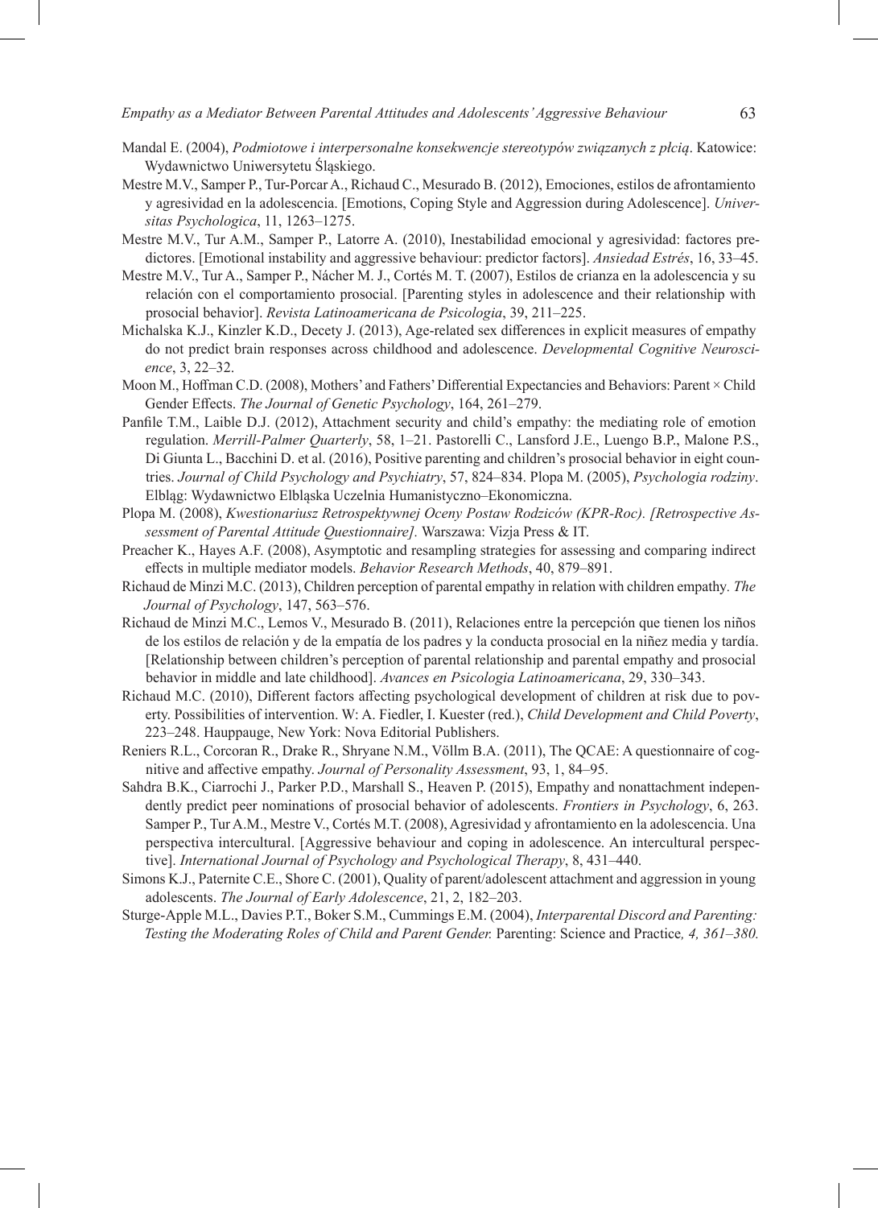Mandal E. (2004), *Podmiotowe i interpersonalne konsekwencje stereotypów związanych z płcią*. Katowice: Wydawnictwo Uniwersytetu Śląskiego.

Mestre M.V., Samper P., Tur-Porcar A., Richaud C., Mesurado B. (2012), Emociones, estilos de afrontamiento y agresividad en la adolescencia. [Emotions, Coping Style and Aggression during Adolescence]. *Universitas Psychologica*, 11, 1263–1275.

Mestre M.V., Tur A.M., Samper P., Latorre A. (2010), Inestabilidad emocional y agresividad: factores predictores. [Emotional instability and aggressive behaviour: predictor factors]. *Ansiedad Estrés*, 16, 33–45.

Mestre M.V., Tur A., Samper P., Nácher M. J., Cortés M. T. (2007), Estilos de crianza en la adolescencia y su relación con el comportamiento prosocial. [Parenting styles in adolescence and their relationship with prosocial behavior]. *Revista Latinoamericana de Psicología*, 39, 211–225.

Michalska K.J., Kinzler K.D., Decety J. (2013), Age-related sex differences in explicit measures of empathy do not predict brain responses across childhood and adolescence. *Developmental Cognitive Neuroscience*, 3, 22–32.

Moon M., Hoffman C.D. (2008), Mothers' and Fathers' Differential Expectancies and Behaviors: Parent × Child Gender Effects. *The Journal of Genetic Psychology*, 164, 261–279.

Panfile T.M., Laible D.J. (2012), Attachment security and child's empathy: the mediating role of emotion regulation. *Merrill-Palmer Quarterly*, 58, 1–21. Pastorelli C., Lansford J.E., Luengo B.P., Malone P.S., Di Giunta L., Bacchini D. et al. (2016), Positive parenting and children's prosocial behavior in eight countries. *Journal of Child Psychology and Psychiatry*, 57, 824–834. Plopa M. (2005), *Psychologia rodziny*. Elbląg: Wydawnictwo Elbląska Uczelnia Humanistyczno–Ekonomiczna.

Plopa M. (2008), *Kwestionariusz Retrospektywnej Oceny Postaw Rodziców (KPR-Roc). [Retrospective Assessment of Parental Attitude Questionnaire].* Warszawa: Vizja Press & IT.

Preacher K., Hayes A.F. (2008), Asymptotic and resampling strategies for assessing and comparing indirect effects in multiple mediator models. *Behavior Research Methods*, 40, 879–891.

Richaud de Minzi M.C. (2013), Children perception of parental empathy in relation with children empathy. *The Journal of Psychology*, 147, 563–576.

Richaud de Minzi M.C., Lemos V., Mesurado B. (2011), Relaciones entre la percepción que tienen los niños de los estilos de relación y de la empatía de los padres y la conducta prosocial en la niñez media y tardía. [Relationship between children's perception of parental relationship and parental empathy and prosocial behavior in middle and late childhood]. *Avances en Psicología Latinoamericana*, 29, 330–343.

Richaud M.C. (2010), Different factors affecting psychological development of children at risk due to poverty. Possibilities of intervention. W: A. Fiedler, I. Kuester (red.), *Child Development and Child Poverty*, 223–248. Hauppauge, New York: Nova Editorial Publishers.

Reniers R.L., Corcoran R., Drake R., Shryane N.M., Völlm B.A. (2011), The QCAE: A questionnaire of cognitive and affective empathy. *Journal of Personality Assessment*, 93, 1, 84–95.

Sahdra B.K., Ciarrochi J., Parker P.D., Marshall S., Heaven P. (2015), Empathy and nonattachment independently predict peer nominations of prosocial behavior of adolescents. *Frontiers in Psychology*, 6, 263. Samper P., Tur A.M., Mestre V., Cortés M.T. (2008), Agresividad y afrontamiento en la adolescencia. Una perspectiva intercultural. [Aggressive behaviour and coping in adolescence. An intercultural perspective]. *International Journal of Psychology and Psychological Therapy*, 8, 431–440.

Simons K.J., Paternite C.E., Shore C. (2001), Quality of parent/adolescent attachment and aggression in young adolescents. *The Journal of Early Adolescence*, 21, 2, 182–203.

Sturge-Apple M.L., Davies P.T., Boker S.M., Cummings E.M. (2004), *Interparental Discord and Parenting: Testing the Moderating Roles of Child and Parent Gender.* Parenting: Science and Practice*, 4, 361–380.*